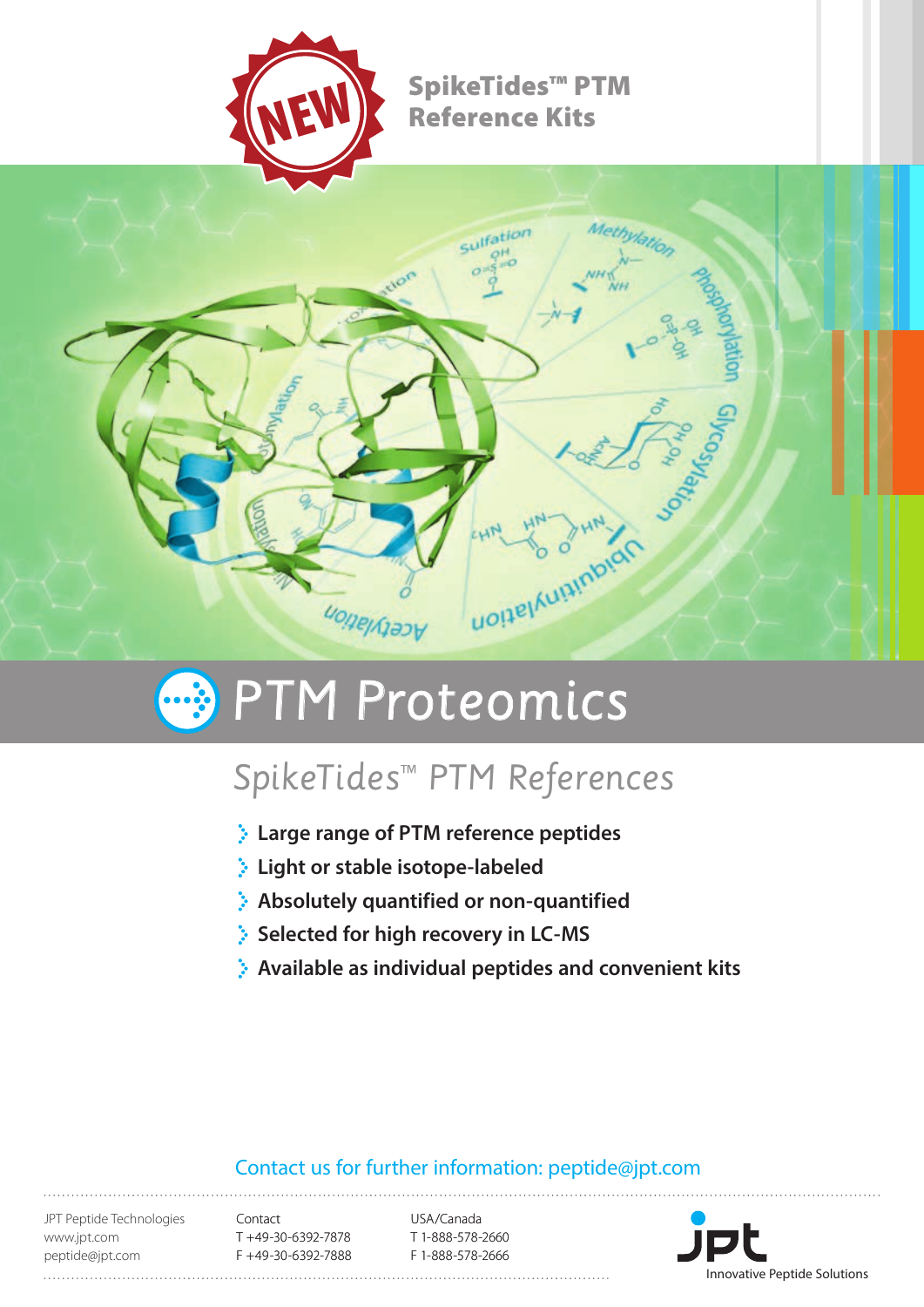NEW

**SpikeTides™ PTM Reference Kits**

# PTM Proteomics

## SpikeTides™ PTM References

- **Large range of PTM reference peptides**
- **Light or stable isotope-labeled**
- **Absolutely quantified or non-quantified**
- **Selected for high recovery in LC-MS**
- **Available as individual peptides and convenient kits**

Contact us for further information: peptide@jpt.com

JPT Peptide Technologies
www.jpt.com
peptide@jpt.com

Contact
T +49-30-6392-7878
F +49-30-6392-7888

USA/Canada
T 1-888-578-2660
F 1-888-578-2666

jpt Innovative Peptide Solutions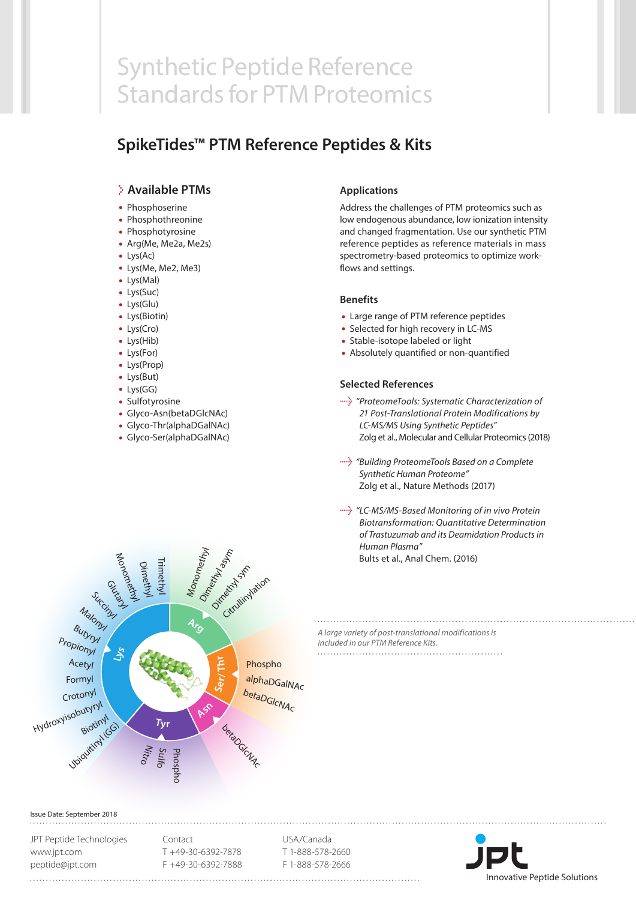# Synthetic Peptide Reference Standards for PTM Proteomics

## SpikeTides™ PTM Reference Peptides & Kits

### Available PTMs

- Phosphoserine
- Phosphothreonine
- Phosphotyrosine
- Arg(Me, Me2a, Me2s)
- Lys(Ac)
- Lys(Me, Me2, Me3)
- Lys(Mal)
- Lys(Suc)
- Lys(Glu)
- Lys(Biotin)
- Lys(Cro)
- Lys(Hib)
- Lys(For)
- Lys(Prop)
- Lys(But)
- Lys(GG)
- Sulfotyrosine
- Glyco-Asn(betaDGlcNAc)
- Glyco-Thr(alphaDGalNAc)
- Glyco-Ser(alphaDGalNAc)

### Applications

Address the challenges of PTM proteomics such as low endogenous abundance, low ionization intensity and changed fragmentation. Use our synthetic PTM reference peptides as reference materials in mass spectrometry-based proteomics to optimize work-flows and settings.

### Benefits

- Large range of PTM reference peptides
- Selected for high recovery in LC-MS
- Stable-isotope labeled or light
- Absolutely quantified or non-quantified

### Selected References

- *"ProteomeTools: Systematic Characterization of 21 Post-Translational Protein Modifications by LC-MS/MS Using Synthetic Peptides"*
  Zolg et al., Molecular and Cellular Proteomics (2018)
- *"Building ProteomeTools Based on a Complete Synthetic Human Proteome"*
  Zolg et al., Nature Methods (2017)
- *"LC-MS/MS-Based Monitoring of in vivo Protein Biotransformation: Quantitative Determination of Trastuzumab and its Deamidation Products in Human Plasma"*
  Bults et al., Anal Chem. (2016)

Lys
Trimethyl
Dimethyl
Monomethyl
Glutaryl
Succinyl
Malonyl
Butyryl
Propionyl
Acetyl
Formyl
Crotonyl
Hydroxyisobutyryl
Biotinyl
Ubiquitinyl (GG)

Arg
Monomethyl
Dimethyl asym
Dimethyl sym
Citrullinylation

Ser/Thr
Phospho
alphaDGalNAc
betaDGlcNAc

Asn
betaDGlcNAc

Tyr
Phospho
Sulfo
Nitro

*A large variety of post-translational modifications is included in our PTM Reference Kits.*

Issue Date: September 2018

JPT Peptide Technologies
www.jpt.com
peptide@jpt.com

Contact
T +49-30-6392-7878
F +49-30-6392-7888

USA/Canada
T 1-888-578-2660
F 1-888-578-2666

jpt
Innovative Peptide Solutions